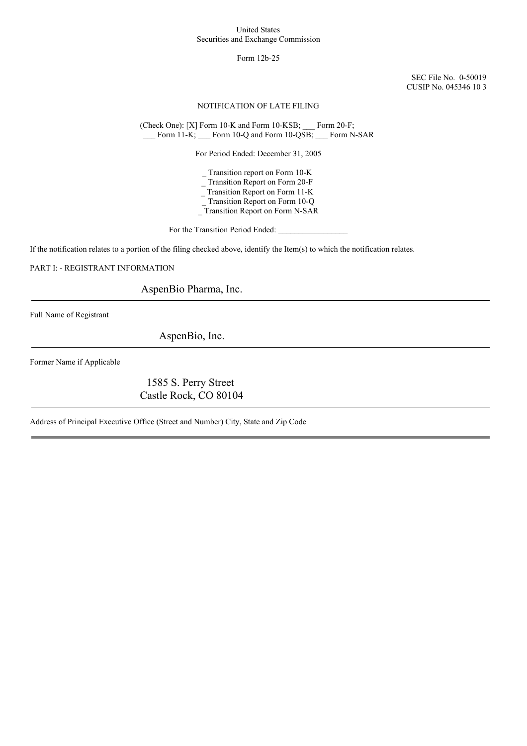United States
Securities and Exchange Commission

Form 12b-25

SEC File No. 0-50019
CUSIP No. 045346 10 3

NOTIFICATION OF LATE FILING

(Check One): [X] Form 10-K and Form 10-KSB; ___ Form 20-F;
___ Form 11-K; ___ Form 10-Q and Form 10-QSB; ___ Form N-SAR

For Period Ended: December 31, 2005

_ Transition report on Form 10-K
_ Transition Report on Form 20-F
_ Transition Report on Form 11-K
_ Transition Report on Form 10-Q
_ Transition Report on Form N-SAR

For the Transition Period Ended: _________________

If the notification relates to a portion of the filing checked above, identify the Item(s) to which the notification relates.

PART I: - REGISTRANT INFORMATION

AspenBio Pharma, Inc.

Full Name of Registrant

AspenBio, Inc.

Former Name if Applicable

1585 S. Perry Street
Castle Rock, CO 80104

Address of Principal Executive Office (Street and Number) City, State and Zip Code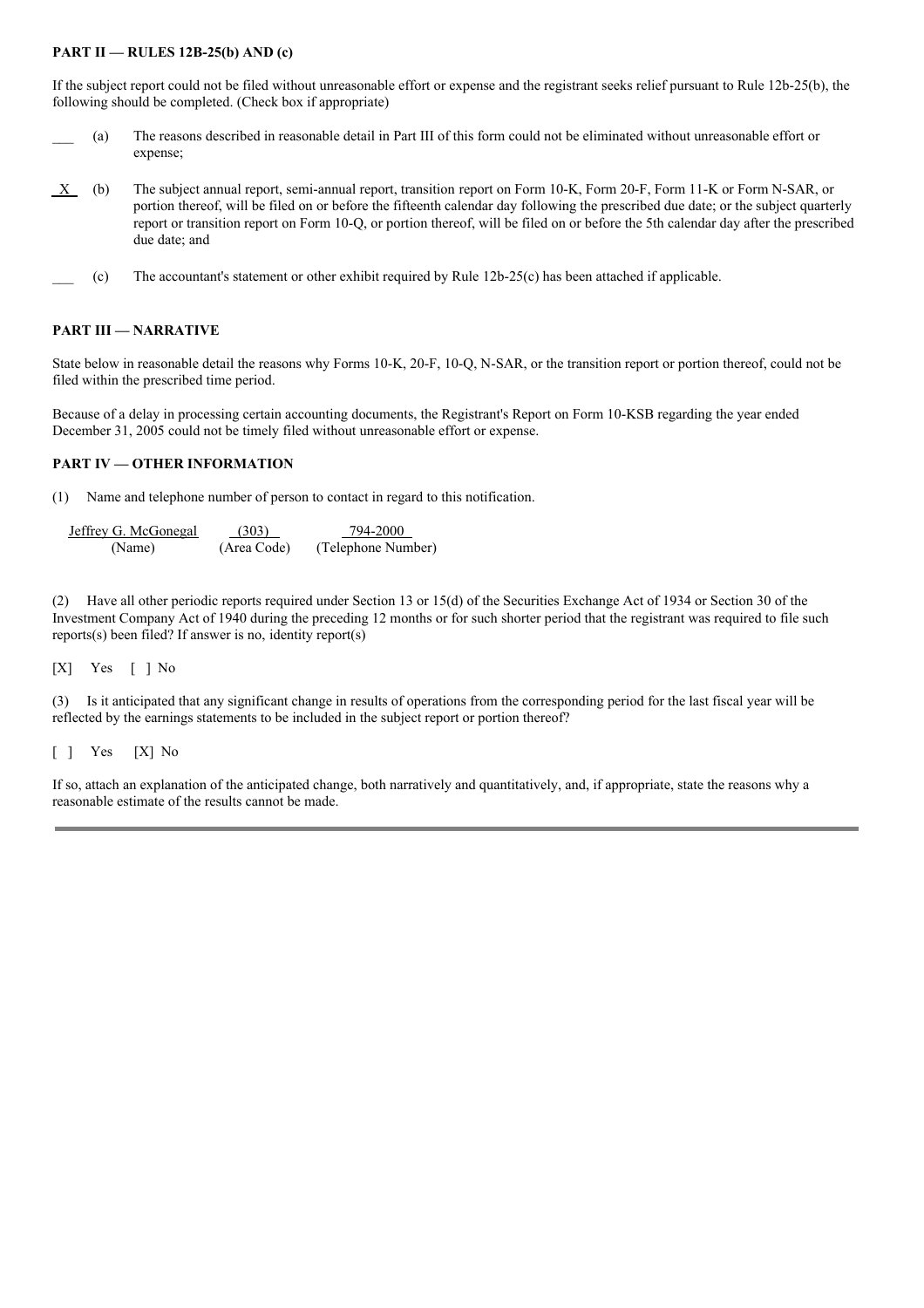**PART II — RULES 12B-25(b) AND (c)**

If the subject report could not be filed without unreasonable effort or expense and the registrant seeks relief pursuant to Rule 12b-25(b), the following should be completed. (Check box if appropriate)

___ (a) The reasons described in reasonable detail in Part III of this form could not be eliminated without unreasonable effort or expense;

_X_ (b) The subject annual report, semi-annual report, transition report on Form 10-K, Form 20-F, Form 11-K or Form N-SAR, or portion thereof, will be filed on or before the fifteenth calendar day following the prescribed due date; or the subject quarterly report or transition report on Form 10-Q, or portion thereof, will be filed on or before the 5th calendar day after the prescribed due date; and

___ (c) The accountant's statement or other exhibit required by Rule 12b-25(c) has been attached if applicable.

**PART III — NARRATIVE**

State below in reasonable detail the reasons why Forms 10-K, 20-F, 10-Q, N-SAR, or the transition report or portion thereof, could not be filed within the prescribed time period.

Because of a delay in processing certain accounting documents, the Registrant's Report on Form 10-KSB regarding the year ended December 31, 2005 could not be timely filed without unreasonable effort or expense.

**PART IV — OTHER INFORMATION**

(1) Name and telephone number of person to contact in regard to this notification.

| Jeffrey G. McGonegal | (303) | 794-2000 |
|---|---|---|
| (Name) | (Area Code) | (Telephone Number) |

(2) Have all other periodic reports required under Section 13 or 15(d) of the Securities Exchange Act of 1934 or Section 30 of the Investment Company Act of 1940 during the preceding 12 months or for such shorter period that the registrant was required to file such reports(s) been filed? If answer is no, identity report(s)

[X] Yes [ ] No

(3) Is it anticipated that any significant change in results of operations from the corresponding period for the last fiscal year will be reflected by the earnings statements to be included in the subject report or portion thereof?

[ ] Yes [X] No

If so, attach an explanation of the anticipated change, both narratively and quantitatively, and, if appropriate, state the reasons why a reasonable estimate of the results cannot be made.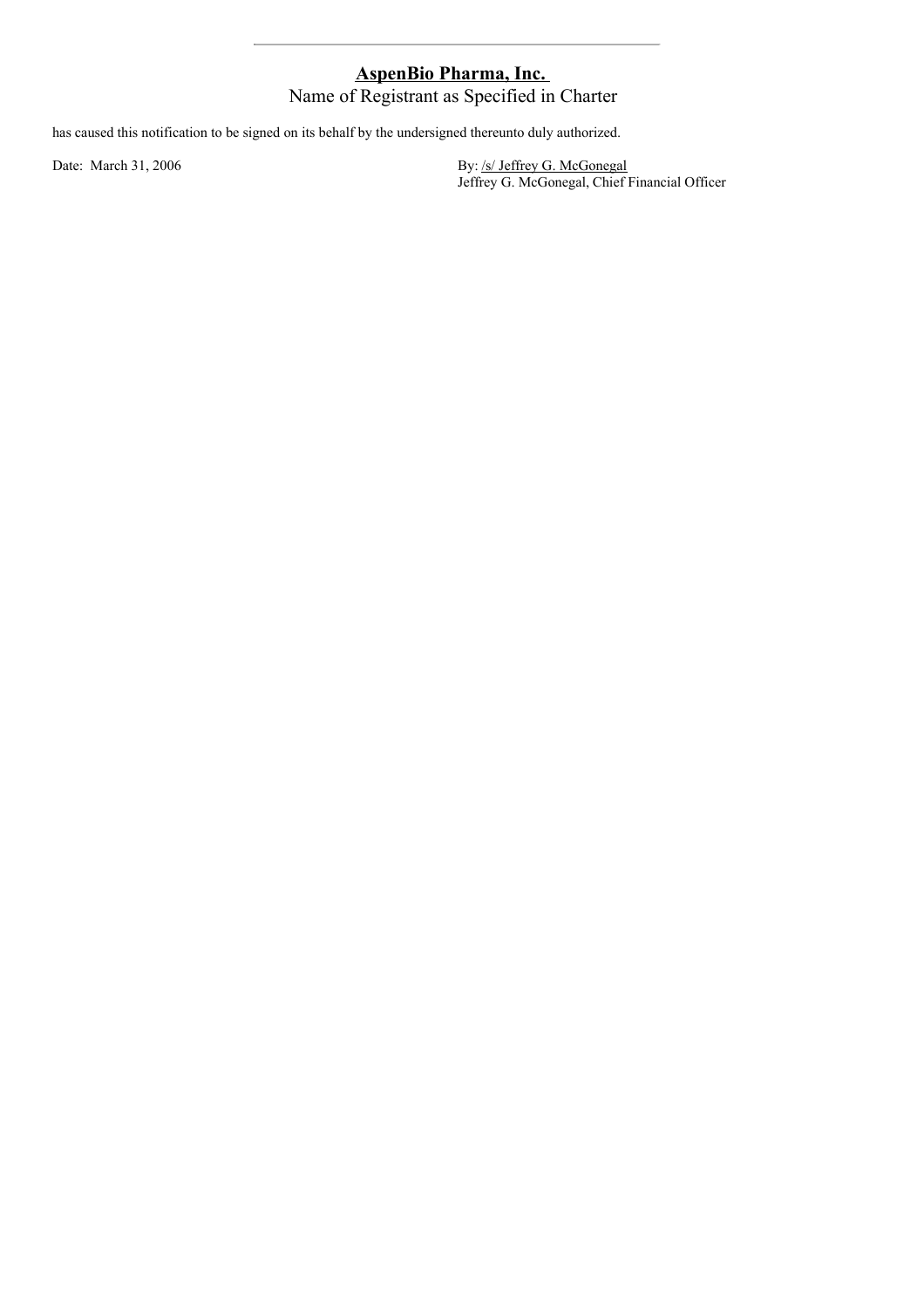---

**AspenBio Pharma, Inc.**

Name of Registrant as Specified in Charter

has caused this notification to be signed on its behalf by the undersigned thereunto duly authorized.

Date: March 31, 2006

By: /s/ Jeffrey G. McGonegal

Jeffrey G. McGonegal, Chief Financial Officer